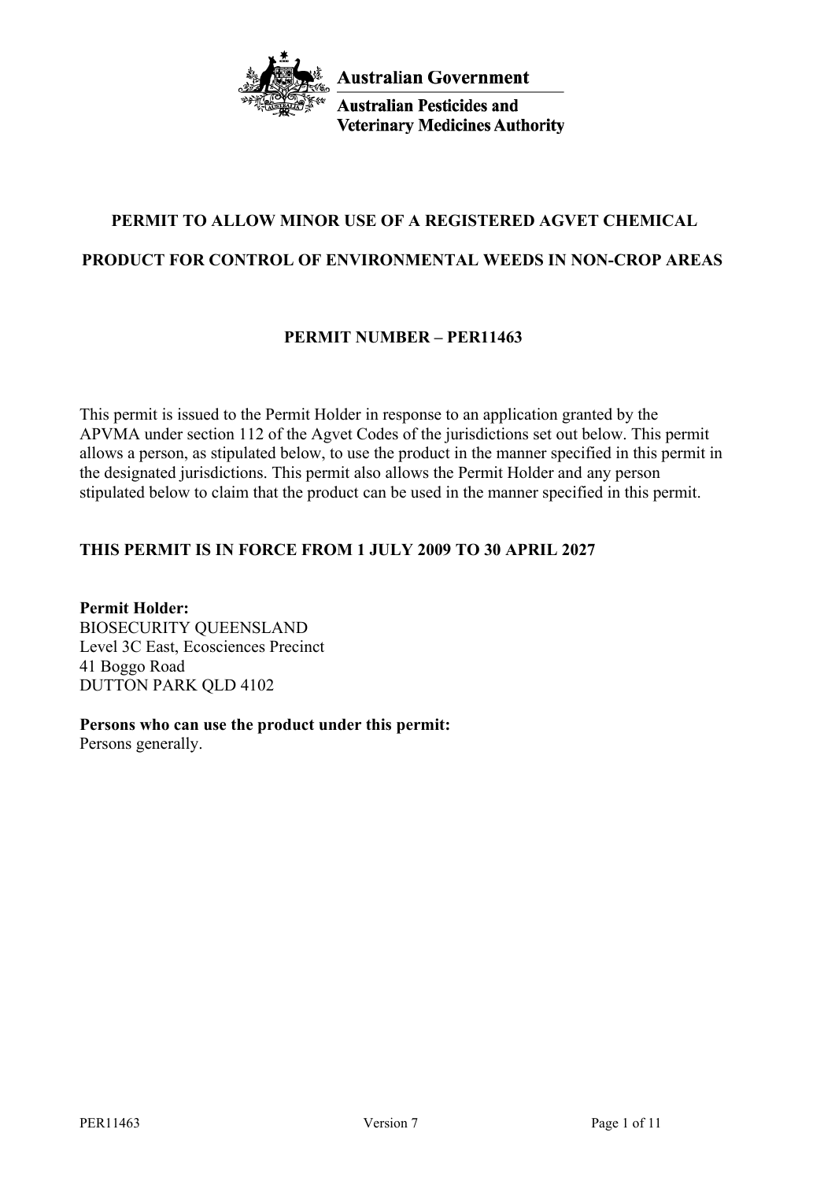Australian Government

Australian Pesticides and Veterinary Medicines Authority

# PERMIT TO ALLOW MINOR USE OF A REGISTERED AGVET CHEMICAL PRODUCT FOR CONTROL OF ENVIRONMENTAL WEEDS IN NON-CROP AREAS

## PERMIT NUMBER – PER11463

This permit is issued to the Permit Holder in response to an application granted by the APVMA under section 112 of the Agvet Codes of the jurisdictions set out below. This permit allows a person, as stipulated below, to use the product in the manner specified in this permit in the designated jurisdictions. This permit also allows the Permit Holder and any person stipulated below to claim that the product can be used in the manner specified in this permit.

**THIS PERMIT IS IN FORCE FROM 1 JULY 2009 TO 30 APRIL 2027**

**Permit Holder:**
BIOSECURITY QUEENSLAND
Level 3C East, Ecosciences Precinct
41 Boggo Road
DUTTON PARK QLD 4102

**Persons who can use the product under this permit:**
Persons generally.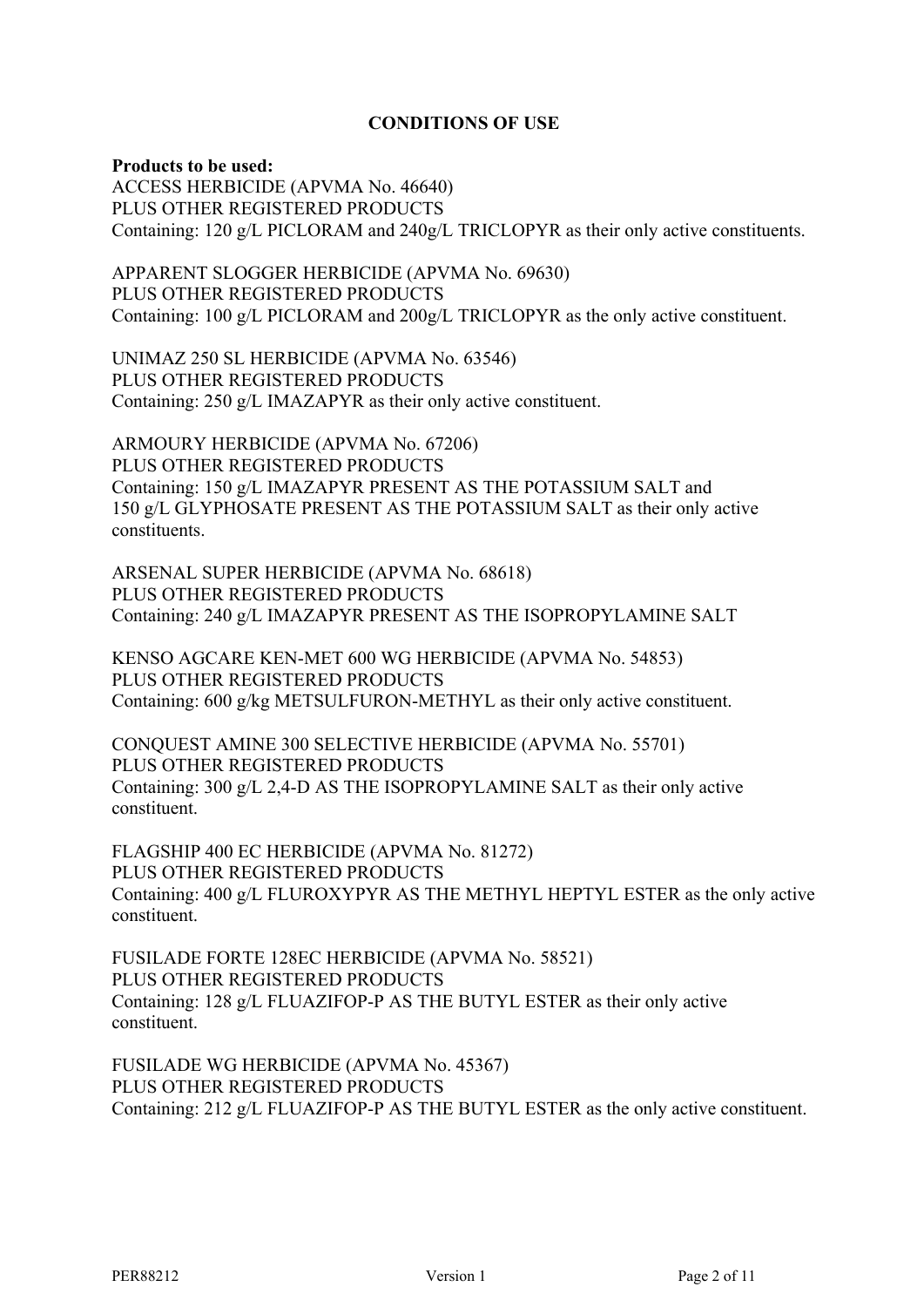**CONDITIONS OF USE**

**Products to be used:**

ACCESS HERBICIDE (APVMA No. 46640)
PLUS OTHER REGISTERED PRODUCTS
Containing: 120 g/L PICLORAM and 240g/L TRICLOPYR as their only active constituents.

APPARENT SLOGGER HERBICIDE (APVMA No. 69630)
PLUS OTHER REGISTERED PRODUCTS
Containing: 100 g/L PICLORAM and 200g/L TRICLOPYR as the only active constituent.

UNIMAZ 250 SL HERBICIDE (APVMA No. 63546)
PLUS OTHER REGISTERED PRODUCTS
Containing: 250 g/L IMAZAPYR as their only active constituent.

ARMOURY HERBICIDE (APVMA No. 67206)
PLUS OTHER REGISTERED PRODUCTS
Containing: 150 g/L IMAZAPYR PRESENT AS THE POTASSIUM SALT and
150 g/L GLYPHOSATE PRESENT AS THE POTASSIUM SALT as their only active constituents.

ARSENAL SUPER HERBICIDE (APVMA No. 68618)
PLUS OTHER REGISTERED PRODUCTS
Containing: 240 g/L IMAZAPYR PRESENT AS THE ISOPROPYLAMINE SALT

KENSO AGCARE KEN-MET 600 WG HERBICIDE (APVMA No. 54853)
PLUS OTHER REGISTERED PRODUCTS
Containing: 600 g/kg METSULFURON-METHYL as their only active constituent.

CONQUEST AMINE 300 SELECTIVE HERBICIDE (APVMA No. 55701)
PLUS OTHER REGISTERED PRODUCTS
Containing: 300 g/L 2,4-D AS THE ISOPROPYLAMINE SALT as their only active constituent.

FLAGSHIP 400 EC HERBICIDE (APVMA No. 81272)
PLUS OTHER REGISTERED PRODUCTS
Containing: 400 g/L FLUROXYPYR AS THE METHYL HEPTYL ESTER as the only active constituent.

FUSILADE FORTE 128EC HERBICIDE (APVMA No. 58521)
PLUS OTHER REGISTERED PRODUCTS
Containing: 128 g/L FLUAZIFOP-P AS THE BUTYL ESTER as their only active constituent.

FUSILADE WG HERBICIDE (APVMA No. 45367)
PLUS OTHER REGISTERED PRODUCTS
Containing: 212 g/L FLUAZIFOP-P AS THE BUTYL ESTER as the only active constituent.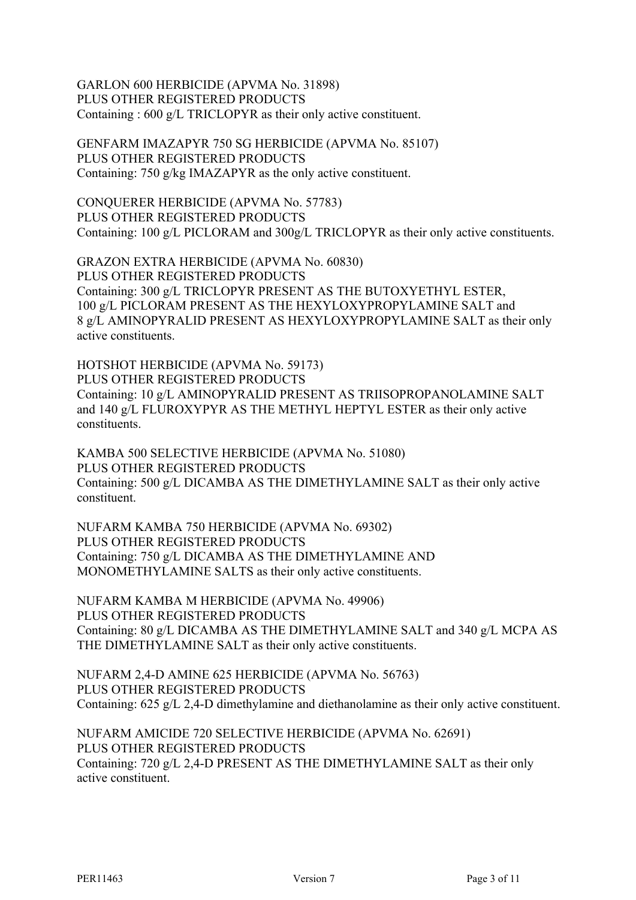GARLON 600 HERBICIDE (APVMA No. 31898)
PLUS OTHER REGISTERED PRODUCTS
Containing : 600 g/L TRICLOPYR as their only active constituent.

GENFARM IMAZAPYR 750 SG HERBICIDE (APVMA No. 85107)
PLUS OTHER REGISTERED PRODUCTS
Containing: 750 g/kg IMAZAPYR as the only active constituent.

CONQUERER HERBICIDE (APVMA No. 57783)
PLUS OTHER REGISTERED PRODUCTS
Containing: 100 g/L PICLORAM and 300g/L TRICLOPYR as their only active constituents.

GRAZON EXTRA HERBICIDE (APVMA No. 60830)
PLUS OTHER REGISTERED PRODUCTS
Containing: 300 g/L TRICLOPYR PRESENT AS THE BUTOXYETHYL ESTER,
100 g/L PICLORAM PRESENT AS THE HEXYLOXYPROPYLAMINE SALT and
8 g/L AMINOPYRALID PRESENT AS HEXYLOXYPROPYLAMINE SALT as their only active constituents.

HOTSHOT HERBICIDE (APVMA No. 59173)
PLUS OTHER REGISTERED PRODUCTS
Containing: 10 g/L AMINOPYRALID PRESENT AS TRIISOPROPANOLAMINE SALT and 140 g/L FLUROXYPYR AS THE METHYL HEPTYL ESTER as their only active constituents.

KAMBA 500 SELECTIVE HERBICIDE (APVMA No. 51080)
PLUS OTHER REGISTERED PRODUCTS
Containing: 500 g/L DICAMBA AS THE DIMETHYLAMINE SALT as their only active constituent.

NUFARM KAMBA 750 HERBICIDE (APVMA No. 69302)
PLUS OTHER REGISTERED PRODUCTS
Containing: 750 g/L DICAMBA AS THE DIMETHYLAMINE AND MONOMETHYLAMINE SALTS as their only active constituents.

NUFARM KAMBA M HERBICIDE (APVMA No. 49906)
PLUS OTHER REGISTERED PRODUCTS
Containing: 80 g/L DICAMBA AS THE DIMETHYLAMINE SALT and 340 g/L MCPA AS THE DIMETHYLAMINE SALT as their only active constituents.

NUFARM 2,4-D AMINE 625 HERBICIDE (APVMA No. 56763)
PLUS OTHER REGISTERED PRODUCTS
Containing: 625 g/L 2,4-D dimethylamine and diethanolamine as their only active constituent.

NUFARM AMICIDE 720 SELECTIVE HERBICIDE (APVMA No. 62691)
PLUS OTHER REGISTERED PRODUCTS
Containing: 720 g/L 2,4-D PRESENT AS THE DIMETHYLAMINE SALT as their only active constituent.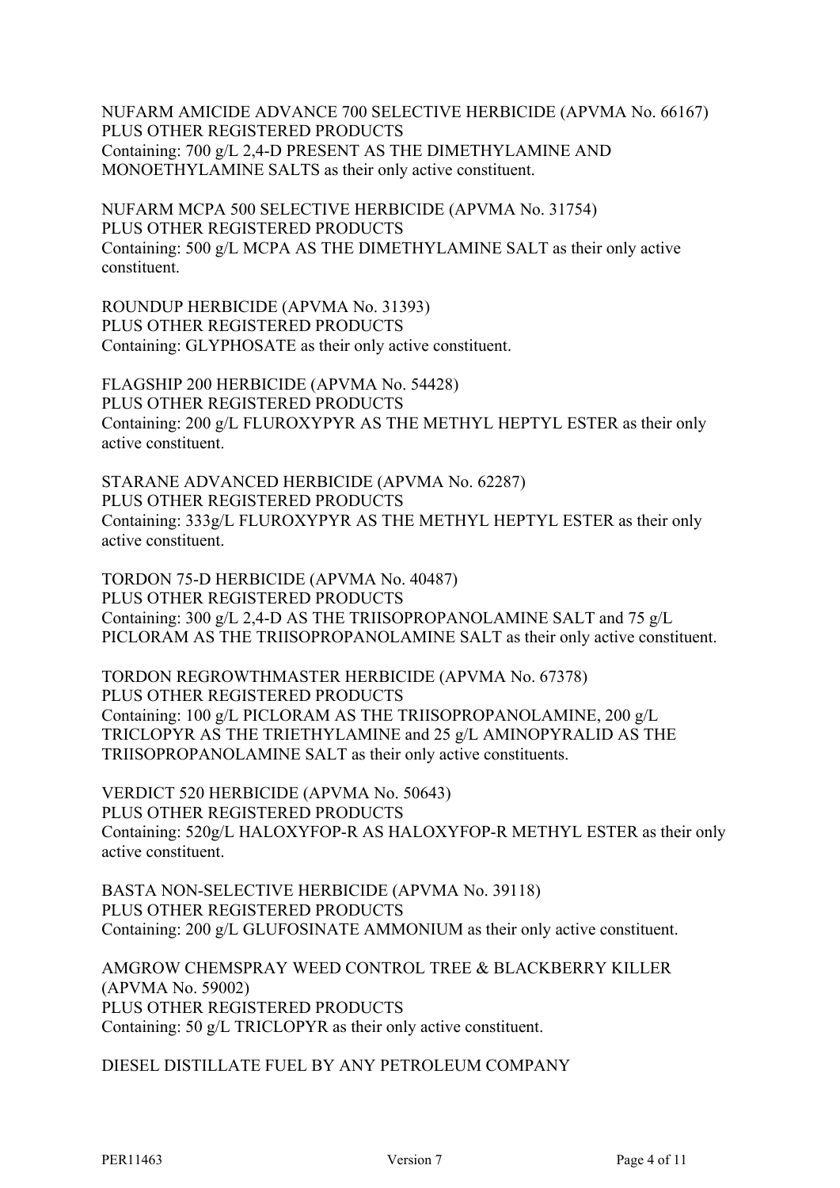NUFARM AMICIDE ADVANCE 700 SELECTIVE HERBICIDE (APVMA No. 66167)
PLUS OTHER REGISTERED PRODUCTS
Containing: 700 g/L 2,4-D PRESENT AS THE DIMETHYLAMINE AND MONOETHYLAMINE SALTS as their only active constituent.

NUFARM MCPA 500 SELECTIVE HERBICIDE (APVMA No. 31754)
PLUS OTHER REGISTERED PRODUCTS
Containing: 500 g/L MCPA AS THE DIMETHYLAMINE SALT as their only active constituent.

ROUNDUP HERBICIDE (APVMA No. 31393)
PLUS OTHER REGISTERED PRODUCTS
Containing: GLYPHOSATE as their only active constituent.

FLAGSHIP 200 HERBICIDE (APVMA No. 54428)
PLUS OTHER REGISTERED PRODUCTS
Containing: 200 g/L FLUROXYPYR AS THE METHYL HEPTYL ESTER as their only active constituent.

STARANE ADVANCED HERBICIDE (APVMA No. 62287)
PLUS OTHER REGISTERED PRODUCTS
Containing: 333g/L FLUROXYPYR AS THE METHYL HEPTYL ESTER as their only active constituent.

TORDON 75-D HERBICIDE (APVMA No. 40487)
PLUS OTHER REGISTERED PRODUCTS
Containing: 300 g/L 2,4-D AS THE TRIISOPROPANOLAMINE SALT and 75 g/L PICLORAM AS THE TRIISOPROPANOLAMINE SALT as their only active constituent.

TORDON REGROWTHMASTER HERBICIDE (APVMA No. 67378)
PLUS OTHER REGISTERED PRODUCTS
Containing: 100 g/L PICLORAM AS THE TRIISOPROPANOLAMINE, 200 g/L TRICLOPYR AS THE TRIETHYLAMINE and 25 g/L AMINOPYRALID AS THE TRIISOPROPANOLAMINE SALT as their only active constituents.

VERDICT 520 HERBICIDE (APVMA No. 50643)
PLUS OTHER REGISTERED PRODUCTS
Containing: 520g/L HALOXYFOP-R AS HALOXYFOP-R METHYL ESTER as their only active constituent.

BASTA NON-SELECTIVE HERBICIDE (APVMA No. 39118)
PLUS OTHER REGISTERED PRODUCTS
Containing: 200 g/L GLUFOSINATE AMMONIUM as their only active constituent.

AMGROW CHEMSPRAY WEED CONTROL TREE & BLACKBERRY KILLER (APVMA No. 59002)
PLUS OTHER REGISTERED PRODUCTS
Containing: 50 g/L TRICLOPYR as their only active constituent.

DIESEL DISTILLATE FUEL BY ANY PETROLEUM COMPANY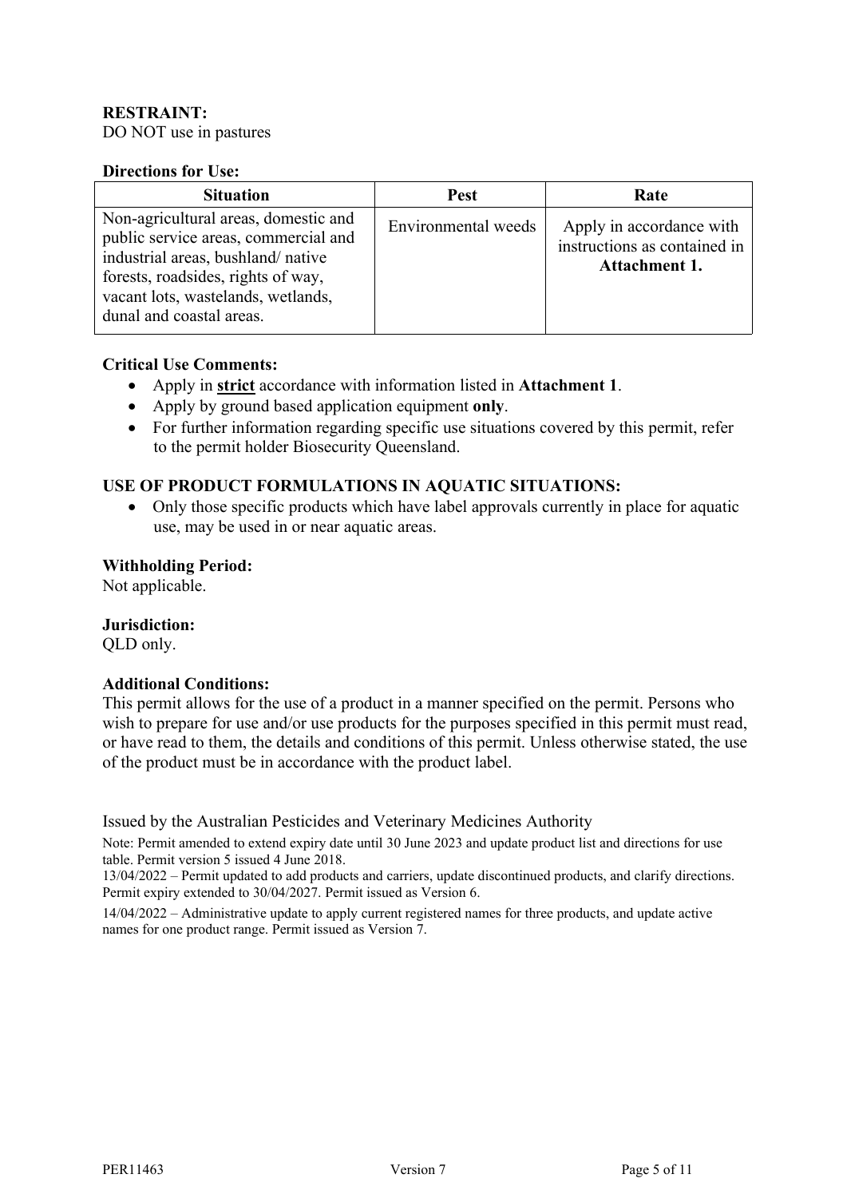**RESTRAINT:**
DO NOT use in pastures

**Directions for Use:**

| Situation | Pest | Rate |
| --- | --- | --- |
| Non-agricultural areas, domestic and public service areas, commercial and industrial areas, bushland/ native forests, roadsides, rights of way, vacant lots, wastelands, wetlands, dunal and coastal areas. | Environmental weeds | Apply in accordance with instructions as contained in **Attachment 1.** |

**Critical Use Comments:**

- Apply in **strict** accordance with information listed in **Attachment 1**.
- Apply by ground based application equipment **only**.
- For further information regarding specific use situations covered by this permit, refer to the permit holder Biosecurity Queensland.

**USE OF PRODUCT FORMULATIONS IN AQUATIC SITUATIONS:**

- Only those specific products which have label approvals currently in place for aquatic use, may be used in or near aquatic areas.

**Withholding Period:**
Not applicable.

**Jurisdiction:**
QLD only.

**Additional Conditions:**
This permit allows for the use of a product in a manner specified on the permit. Persons who wish to prepare for use and/or use products for the purposes specified in this permit must read, or have read to them, the details and conditions of this permit. Unless otherwise stated, the use of the product must be in accordance with the product label.

Issued by the Australian Pesticides and Veterinary Medicines Authority

Note: Permit amended to extend expiry date until 30 June 2023 and update product list and directions for use table. Permit version 5 issued 4 June 2018.

13/04/2022 – Permit updated to add products and carriers, update discontinued products, and clarify directions. Permit expiry extended to 30/04/2027. Permit issued as Version 6.

14/04/2022 – Administrative update to apply current registered names for three products, and update active names for one product range. Permit issued as Version 7.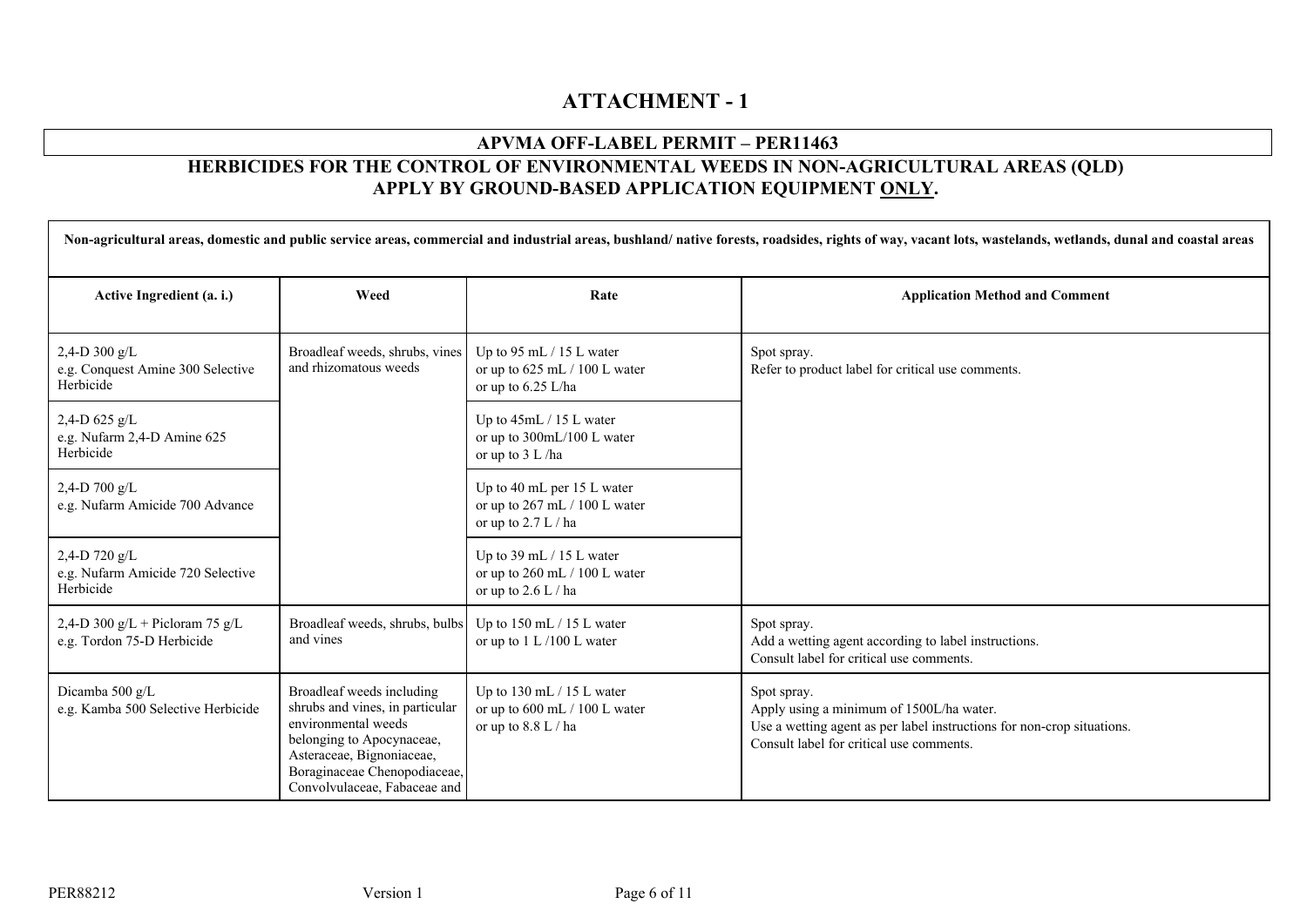# ATTACHMENT - 1

## APVMA OFF-LABEL PERMIT – PER11463

## HERBICIDES FOR THE CONTROL OF ENVIRONMENTAL WEEDS IN NON-AGRICULTURAL AREAS (QLD) APPLY BY GROUND-BASED APPLICATION EQUIPMENT ONLY.

| Non-agricultural areas, domestic and public service areas, commercial and industrial areas, bushland/ native forests, roadsides, rights of way, vacant lots, wastelands, wetlands, dunal and coastal areas | | | |
|---|---|---|---|
| **Active Ingredient (a. i.)** | **Weed** | **Rate** | **Application Method and Comment** |
| 2,4-D 300 g/L<br>e.g. Conquest Amine 300 Selective Herbicide | Broadleaf weeds, shrubs, vines and rhizomatous weeds | Up to 95 mL / 15 L water<br>or up to 625 mL / 100 L water<br>or up to 6.25 L/ha | Spot spray.<br>Refer to product label for critical use comments. |
| 2,4-D 625 g/L<br>e.g. Nufarm 2,4-D Amine 625 Herbicide | | Up to 45mL / 15 L water<br>or up to 300mL/100 L water<br>or up to 3 L /ha | |
| 2,4-D 700 g/L<br>e.g. Nufarm Amicide 700 Advance | | Up to 40 mL per 15 L water<br>or up to 267 mL / 100 L water<br>or up to 2.7 L / ha | |
| 2,4-D 720 g/L<br>e.g. Nufarm Amicide 720 Selective Herbicide | | Up to 39 mL / 15 L water<br>or up to 260 mL / 100 L water<br>or up to 2.6 L / ha | |
| 2,4-D 300 g/L + Picloram 75 g/L<br>e.g. Tordon 75-D Herbicide | Broadleaf weeds, shrubs, bulbs and vines | Up to 150 mL / 15 L water<br>or up to 1 L /100 L water | Spot spray.<br>Add a wetting agent according to label instructions.<br>Consult label for critical use comments. |
| Dicamba 500 g/L<br>e.g. Kamba 500 Selective Herbicide | Broadleaf weeds including shrubs and vines, in particular environmental weeds belonging to Apocynaceae, Asteraceae, Bignoniaceae, Boraginaceae Chenopodiaceae, Convolvulaceae, Fabaceae and | Up to 130 mL / 15 L water<br>or up to 600 mL / 100 L water<br>or up to 8.8 L / ha | Spot spray.<br>Apply using a minimum of 1500L/ha water.<br>Use a wetting agent as per label instructions for non-crop situations.<br>Consult label for critical use comments. |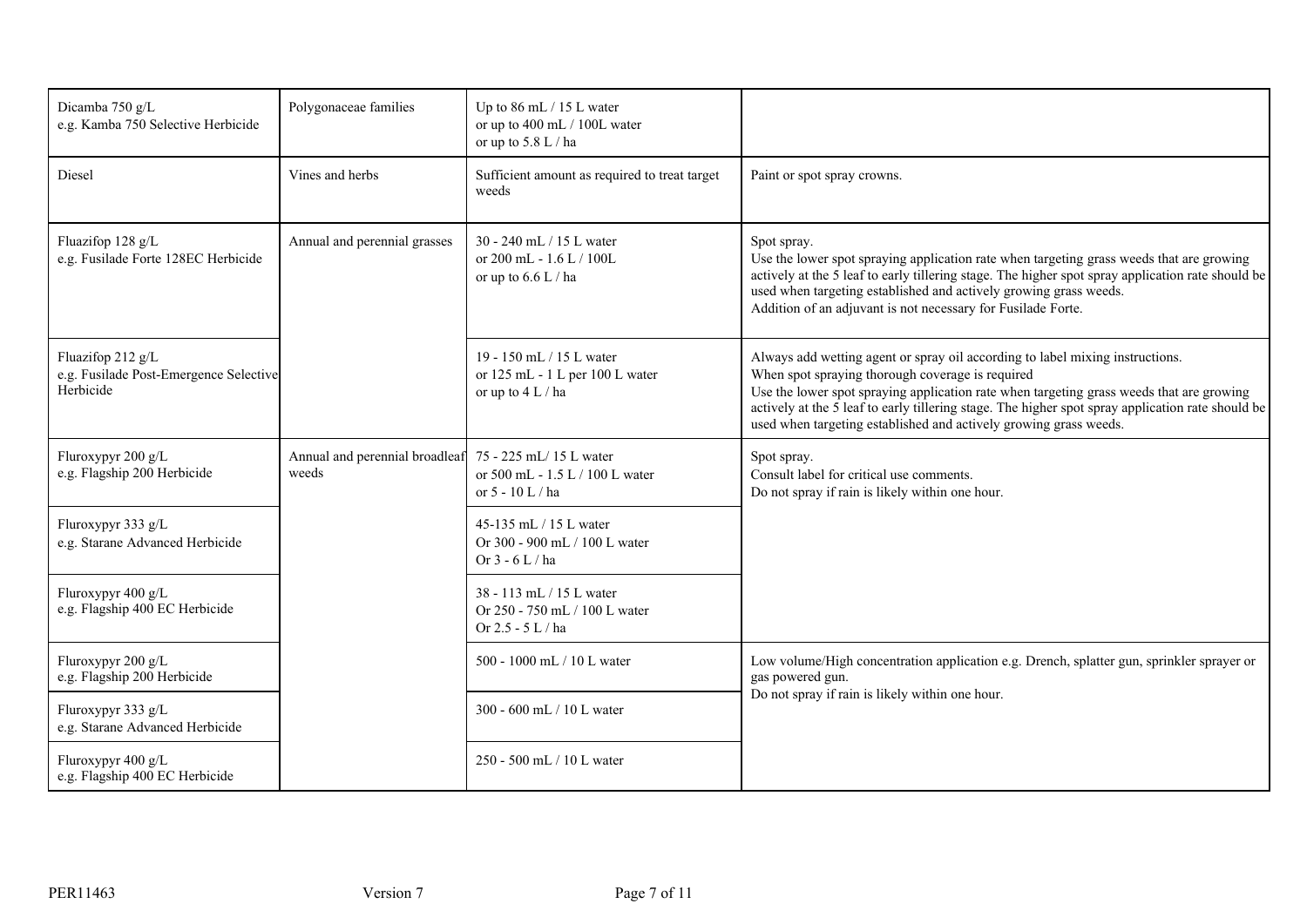| | | | |
|---|---|---|---|
| Dicamba 750 g/L<br>e.g. Kamba 750 Selective Herbicide | Polygonaceae families | Up to 86 mL / 15 L water<br>or up to 400 mL / 100L water<br>or up to 5.8 L / ha | |
| Diesel | Vines and herbs | Sufficient amount as required to treat target weeds | Paint or spot spray crowns. |
| Fluazifop 128 g/L<br>e.g. Fusilade Forte 128EC Herbicide | Annual and perennial grasses | 30 - 240 mL / 15 L water<br>or 200 mL - 1.6 L / 100L<br>or up to 6.6 L / ha | Spot spray.<br>Use the lower spot spraying application rate when targeting grass weeds that are growing actively at the 5 leaf to early tillering stage. The higher spot spray application rate should be used when targeting established and actively growing grass weeds.<br>Addition of an adjuvant is not necessary for Fusilade Forte. |
| Fluazifop 212 g/L<br>e.g. Fusilade Post-Emergence Selective Herbicide | | 19 - 150 mL / 15 L water<br>or 125 mL - 1 L per 100 L water<br>or up to 4 L / ha | Always add wetting agent or spray oil according to label mixing instructions.<br>When spot spraying thorough coverage is required<br>Use the lower spot spraying application rate when targeting grass weeds that are growing actively at the 5 leaf to early tillering stage. The higher spot spray application rate should be used when targeting established and actively growing grass weeds. |
| Fluroxypyr 200 g/L<br>e.g. Flagship 200 Herbicide | Annual and perennial broadleaf weeds | 75 - 225 mL/ 15 L water<br>or 500 mL - 1.5 L / 100 L water<br>or 5 - 10 L / ha | Spot spray.<br>Consult label for critical use comments.<br>Do not spray if rain is likely within one hour. |
| Fluroxypyr 333 g/L<br>e.g. Starane Advanced Herbicide | | 45-135 mL / 15 L water<br>Or 300 - 900 mL / 100 L water<br>Or 3 - 6 L / ha | |
| Fluroxypyr 400 g/L<br>e.g. Flagship 400 EC Herbicide | | 38 - 113 mL / 15 L water<br>Or 250 - 750 mL / 100 L water<br>Or 2.5 - 5 L / ha | |
| Fluroxypyr 200 g/L<br>e.g. Flagship 200 Herbicide | | 500 - 1000 mL / 10 L water | Low volume/High concentration application e.g. Drench, splatter gun, sprinkler sprayer or gas powered gun.<br>Do not spray if rain is likely within one hour. |
| Fluroxypyr 333 g/L<br>e.g. Starane Advanced Herbicide | | 300 - 600 mL / 10 L water | |
| Fluroxypyr 400 g/L<br>e.g. Flagship 400 EC Herbicide | | 250 - 500 mL / 10 L water | |

PER11463 Version 7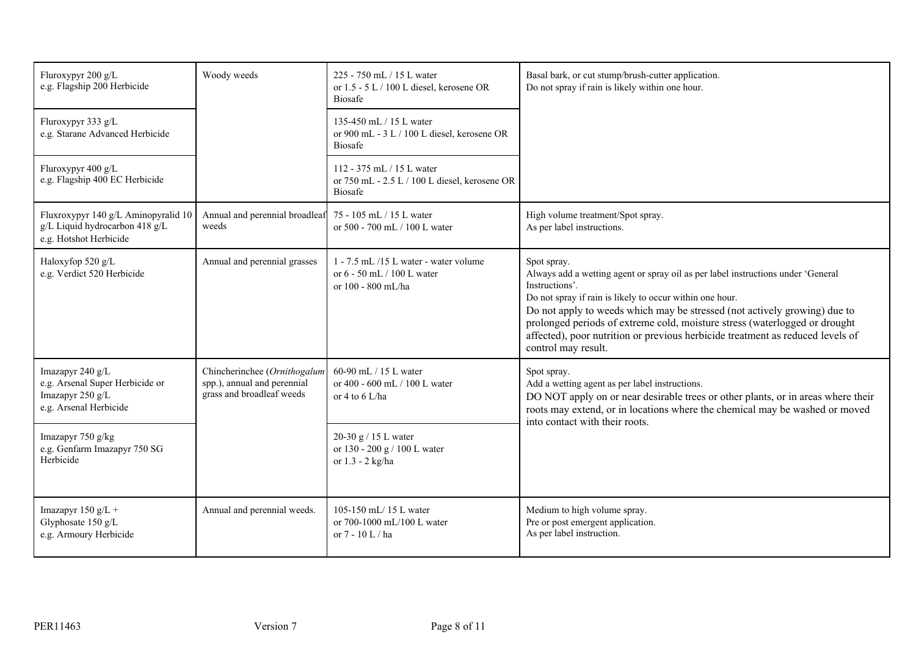| Fluroxypyr 200 g/L<br>e.g. Flagship 200 Herbicide | Woody weeds | 225 - 750 mL / 15 L water<br>or 1.5 - 5 L / 100 L diesel, kerosene OR Biosafe | Basal bark, or cut stump/brush-cutter application.<br>Do not spray if rain is likely within one hour. |
|---|---|---|---|
| Fluroxypyr 333 g/L<br>e.g. Starane Advanced Herbicide | | 135-450 mL / 15 L water<br>or 900 mL - 3 L / 100 L diesel, kerosene OR Biosafe | |
| Fluroxypyr 400 g/L<br>e.g. Flagship 400 EC Herbicide | | 112 - 375 mL / 15 L water<br>or 750 mL - 2.5 L / 100 L diesel, kerosene OR Biosafe | |
| Fluxroxypyr 140 g/L Aminopyralid 10 g/L Liquid hydrocarbon 418 g/L<br>e.g. Hotshot Herbicide | Annual and perennial broadleaf weeds | 75 - 105 mL / 15 L water<br>or 500 - 700 mL / 100 L water | High volume treatment/Spot spray.<br>As per label instructions. |
| Haloxyfop 520 g/L<br>e.g. Verdict 520 Herbicide | Annual and perennial grasses | 1 - 7.5 mL /15 L water - water volume<br>or 6 - 50 mL / 100 L water<br>or 100 - 800 mL/ha | Spot spray.<br>Always add a wetting agent or spray oil as per label instructions under 'General Instructions'.<br>Do not spray if rain is likely to occur within one hour.<br>Do not apply to weeds which may be stressed (not actively growing) due to prolonged periods of extreme cold, moisture stress (waterlogged or drought affected), poor nutrition or previous herbicide treatment as reduced levels of control may result. |
| Imazapyr 240 g/L<br>e.g. Arsenal Super Herbicide or Imazapyr 250 g/L<br>e.g. Arsenal Herbicide | Chincherinchee (*Ornithogalum* spp.), annual and perennial grass and broadleaf weeds | 60-90 mL / 15 L water<br>or 400 - 600 mL / 100 L water<br>or 4 to 6 L/ha | Spot spray.<br>Add a wetting agent as per label instructions.<br>DO NOT apply on or near desirable trees or other plants, or in areas where their roots may extend, or in locations where the chemical may be washed or moved into contact with their roots. |
| Imazapyr 750 g/kg<br>e.g. Genfarm Imazapyr 750 SG Herbicide | | 20-30 g / 15 L water<br>or 130 - 200 g / 100 L water<br>or 1.3 - 2 kg/ha | |
| Imazapyr 150 g/L +<br>Glyphosate 150 g/L<br>e.g. Armoury Herbicide | Annual and perennial weeds. | 105-150 mL/ 15 L water<br>or 700-1000 mL/100 L water<br>or 7 - 10 L / ha | Medium to high volume spray.<br>Pre or post emergent application.<br>As per label instruction. |

PER11463 Version 7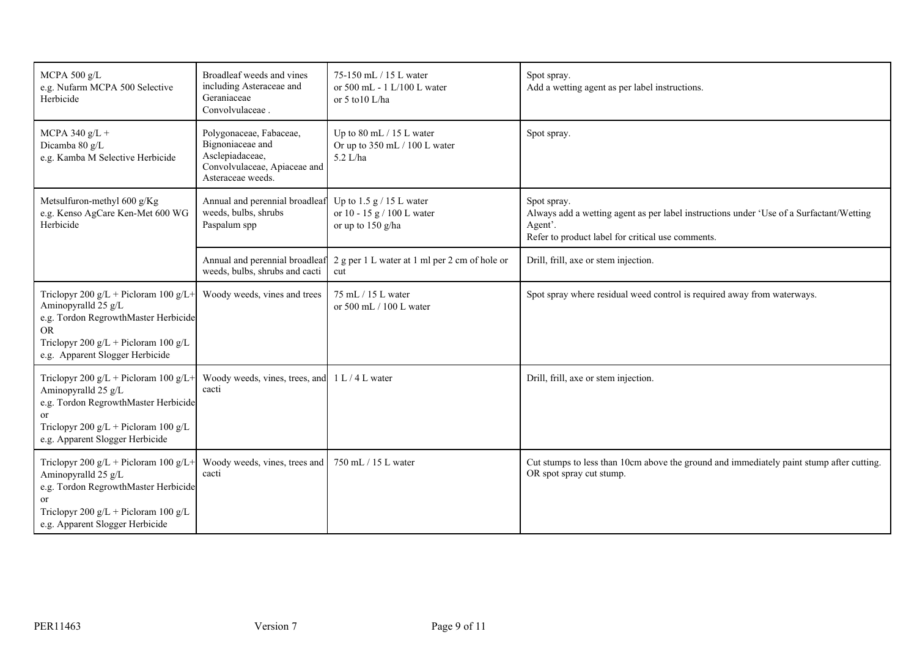| | | | |
|---|---|---|---|
| MCPA 500 g/L<br>e.g. Nufarm MCPA 500 Selective Herbicide | Broadleaf weeds and vines including Asteraceae and Geraniaceae Convolvulaceae . | 75-150 mL / 15 L water<br>or 500 mL - 1 L/100 L water<br>or 5 to10 L/ha | Spot spray.<br>Add a wetting agent as per label instructions. |
| MCPA 340 g/L +<br>Dicamba 80 g/L<br>e.g. Kamba M Selective Herbicide | Polygonaceae, Fabaceae, Bignoniaceae and Asclepiadaceae, Convolvulaceae, Apiaceae and Asteraceae weeds. | Up to 80 mL / 15 L water<br>Or up to 350 mL / 100 L water<br>5.2 L/ha | Spot spray. |
| Metsulfuron-methyl 600 g/Kg<br>e.g. Kenso AgCare Ken-Met 600 WG Herbicide | Annual and perennial broadleaf weeds, bulbs, shrubs<br>Paspalum spp | Up to 1.5 g / 15 L water<br>or 10 - 15 g / 100 L water<br>or up to 150 g/ha | Spot spray.<br>Always add a wetting agent as per label instructions under 'Use of a Surfactant/Wetting Agent'.<br>Refer to product label for critical use comments. |
| | Annual and perennial broadleaf weeds, bulbs, shrubs and cacti | 2 g per 1 L water at 1 ml per 2 cm of hole or cut | Drill, frill, axe or stem injection. |
| Triclopyr 200 g/L + Picloram 100 g/L+ Aminopyralld 25 g/L<br>e.g. Tordon RegrowthMaster Herbicide<br>OR<br>Triclopyr 200 g/L + Picloram 100 g/L<br>e.g. Apparent Slogger Herbicide | Woody weeds, vines and trees | 75 mL / 15 L water<br>or 500 mL / 100 L water | Spot spray where residual weed control is required away from waterways. |
| Triclopyr 200 g/L + Picloram 100 g/L+ Aminopyralld 25 g/L<br>e.g. Tordon RegrowthMaster Herbicide<br>or<br>Triclopyr 200 g/L + Picloram 100 g/L<br>e.g. Apparent Slogger Herbicide | Woody weeds, vines, trees, and cacti | 1 L / 4 L water | Drill, frill, axe or stem injection. |
| Triclopyr 200 g/L + Picloram 100 g/L+ Aminopyralld 25 g/L<br>e.g. Tordon RegrowthMaster Herbicide<br>or<br>Triclopyr 200 g/L + Picloram 100 g/L<br>e.g. Apparent Slogger Herbicide | Woody weeds, vines, trees and cacti | 750 mL / 15 L water | Cut stumps to less than 10cm above the ground and immediately paint stump after cutting.<br>OR spot spray cut stump. |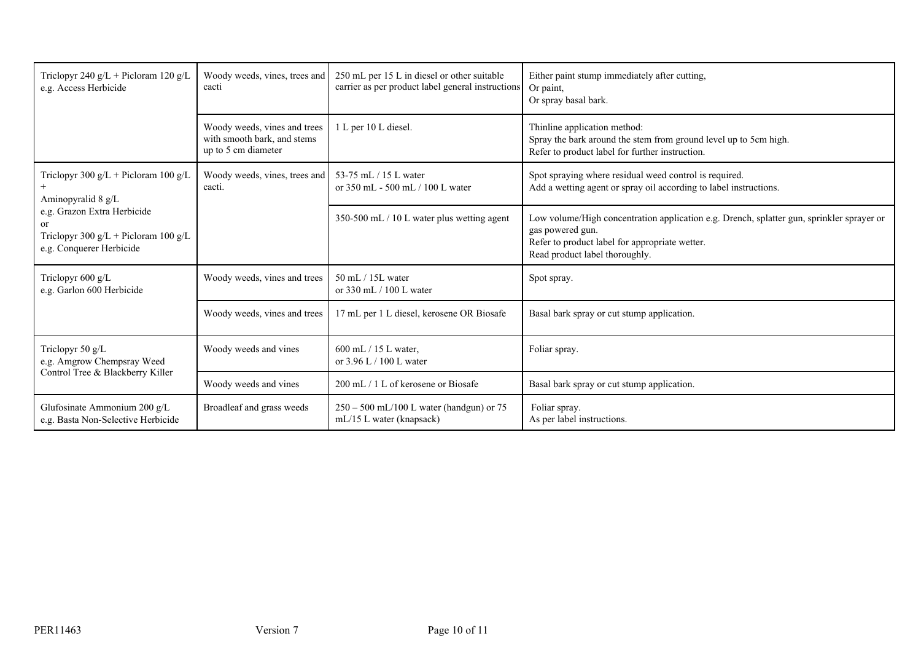| | | | |
|---|---|---|---|
| Triclopyr 240 g/L + Picloram 120 g/L e.g. Access Herbicide | Woody weeds, vines, trees and cacti | 250 mL per 15 L in diesel or other suitable carrier as per product label general instructions | Either paint stump immediately after cutting,<br>Or paint,<br>Or spray basal bark. |
| | Woody weeds, vines and trees with smooth bark, and stems up to 5 cm diameter | 1 L per 10 L diesel. | Thinline application method:<br>Spray the bark around the stem from ground level up to 5cm high.<br>Refer to product label for further instruction. |
| Triclopyr 300 g/L + Picloram 100 g/L + Aminopyralid 8 g/L<br>e.g. Grazon Extra Herbicide<br>or<br>Triclopyr 300 g/L + Picloram 100 g/L<br>e.g. Conquerer Herbicide | Woody weeds, vines, trees and cacti. | 53-75 mL / 15 L water<br>or 350 mL - 500 mL / 100 L water | Spot spraying where residual weed control is required.<br>Add a wetting agent or spray oil according to label instructions. |
| | | 350-500 mL / 10 L water plus wetting agent | Low volume/High concentration application e.g. Drench, splatter gun, sprinkler sprayer or gas powered gun.<br>Refer to product label for appropriate wetter.<br>Read product label thoroughly. |
| Triclopyr 600 g/L<br>e.g. Garlon 600 Herbicide | Woody weeds, vines and trees | 50 mL / 15L water<br>or 330 mL / 100 L water | Spot spray. |
| | Woody weeds, vines and trees | 17 mL per 1 L diesel, kerosene OR Biosafe | Basal bark spray or cut stump application. |
| Triclopyr 50 g/L<br>e.g. Amgrow Chempsray Weed Control Tree & Blackberry Killer | Woody weeds and vines | 600 mL / 15 L water,<br>or 3.96 L / 100 L water | Foliar spray. |
| | Woody weeds and vines | 200 mL / 1 L of kerosene or Biosafe | Basal bark spray or cut stump application. |
| Glufosinate Ammonium 200 g/L<br>e.g. Basta Non-Selective Herbicide | Broadleaf and grass weeds | 250 – 500 mL/100 L water (handgun) or 75 mL/15 L water (knapsack) | Foliar spray.<br>As per label instructions. |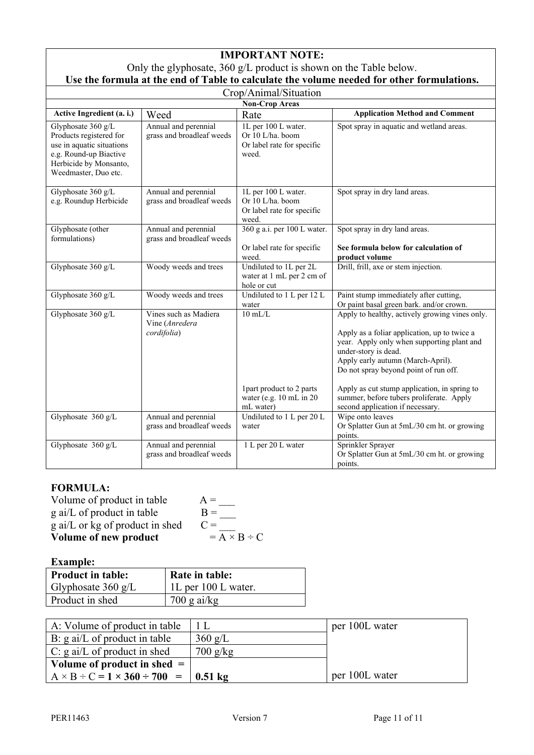| **IMPORTANT NOTE:** Only the glyphosate, 360 g/L product is shown on the Table below. **Use the formula at the end of Table to calculate the volume needed for other formulations.** | | | |
|---|---|---|---|
| Crop/Animal/Situation | | | |
| **Non-Crop Areas** | | | |
| **Active Ingredient (a. i.)** | Weed | Rate | **Application Method and Comment** |
| Glyphosate 360 g/L Products registered for use in aquatic situations e.g. Round-up Biactive Herbicide by Monsanto, Weedmaster, Duo etc. | Annual and perennial grass and broadleaf weeds | 1L per 100 L water. Or 10 L/ha. boom Or label rate for specific weed. | Spot spray in aquatic and wetland areas. |
| Glyphosate 360 g/L e.g. Roundup Herbicide | Annual and perennial grass and broadleaf weeds | 1L per 100 L water. Or 10 L/ha. boom Or label rate for specific weed. | Spot spray in dry land areas. |
| Glyphosate (other formulations) | Annual and perennial grass and broadleaf weeds | 360 g a.i. per 100 L water.<br><br>Or label rate for specific weed. | Spot spray in dry land areas.<br><br>**See formula below for calculation of product volume** |
| Glyphosate 360 g/L | Woody weeds and trees | Undiluted to 1L per 2L water at 1 mL per 2 cm of hole or cut | Drill, frill, axe or stem injection. |
| Glyphosate 360 g/L | Woody weeds and trees | Undiluted to 1 L per 12 L water | Paint stump immediately after cutting, Or paint basal green bark. and/or crown. |
| Glyphosate 360 g/L | Vines such as Madiera Vine (*Anredera cordifolia*) | 10 mL/L<br><br>1part product to 2 parts water (e.g. 10 mL in 20 mL water) | Apply to healthy, actively growing vines only.<br><br>Apply as a foliar application, up to twice a year. Apply only when supporting plant and under-story is dead. Apply early autumn (March-April). Do not spray beyond point of run off.<br><br>Apply as cut stump application, in spring to summer, before tubers proliferate. Apply second application if necessary. |
| Glyphosate 360 g/L | Annual and perennial grass and broadleaf weeds | Undiluted to 1 L per 20 L water | Wipe onto leaves Or Splatter Gun at 5mL/30 cm ht. or growing points. |
| Glyphosate 360 g/L | Annual and perennial grass and broadleaf weeds | 1 L per 20 L water | Sprinkler Sprayer Or Splatter Gun at 5mL/30 cm ht. or growing points. |

**FORMULA:**

Volume of product in table A = ___
g ai/L of product in table B = ___
g ai/L or kg of product in shed C = ___
**Volume of new product** = A × B ÷ C

**Example:**

| **Product in table:** | **Rate in table:** |
|---|---|
| Glyphosate 360 g/L | 1L per 100 L water. |
| Product in shed | 700 g ai/kg |

| | | |
|---|---|---|
| A: Volume of product in table | 1 L | per 100L water |
| B: g ai/L of product in table | 360 g/L | |
| C: g ai/L of product in shed | 700 g/kg | |
| **Volume of product in shed =** A × B ÷ C **= 1 × 360 ÷ 700 =** | **0.51 kg** | per 100L water |

PER11463 Version 7